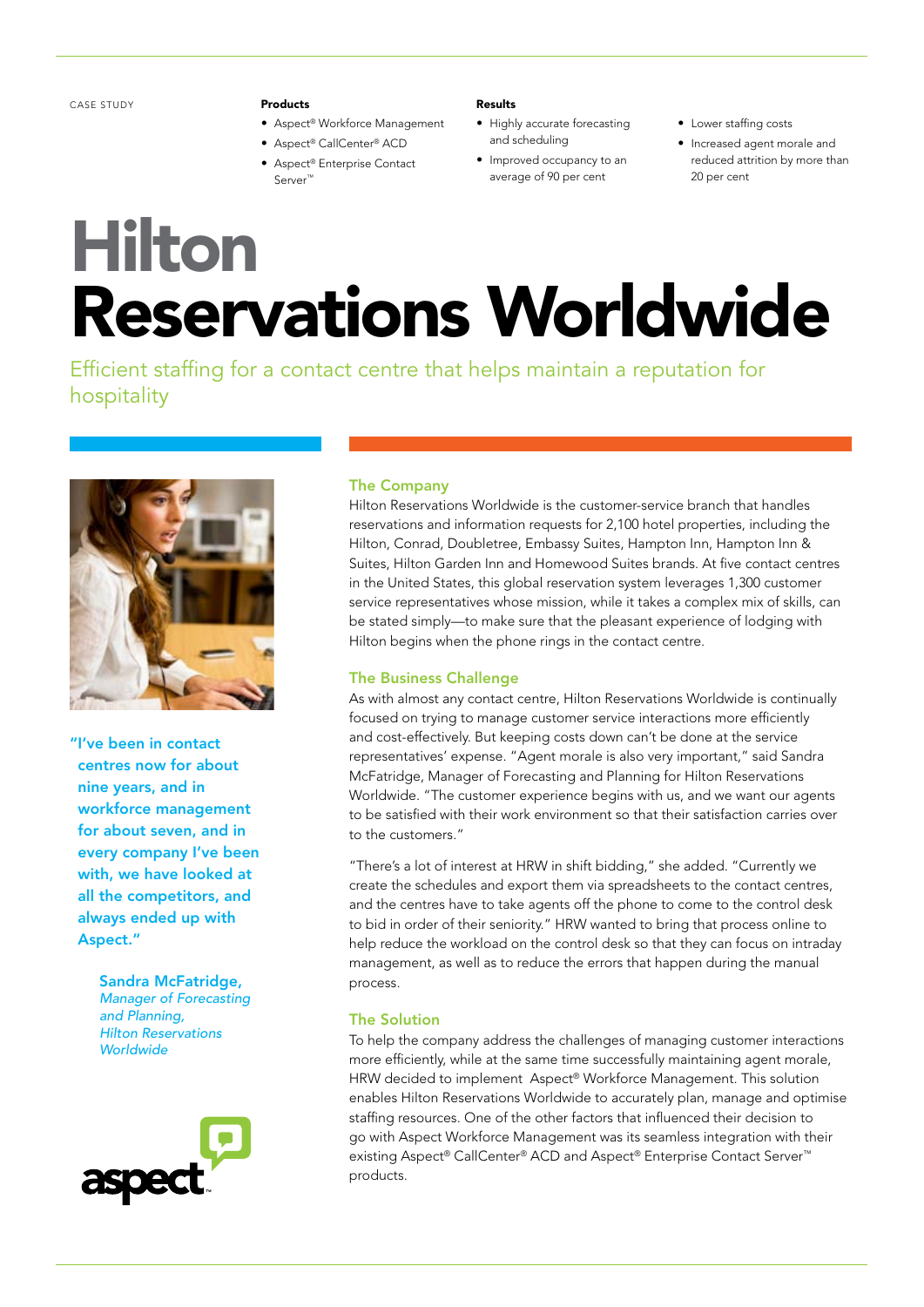CASE STUDY

**Products**

- Aspect® Workforce Management
- Aspect® CallCenter® ACD
- Aspect® Enterprise Contact Server™

**Results**

- Highly accurate forecasting and scheduling
- Improved occupancy to an average of 90 per cent
- Lower staffing costs
- Increased agent morale and reduced attrition by more than 20 per cent

# Hilton Reservations Worldwide

Efficient staffing for a contact centre that helps maintain a reputation for hospitality

**"I've been in contact centres now for about nine years, and in workforce management for about seven, and in every company I've been with, we have looked at all the competitors, and always ended up with Aspect."**

**Sandra McFatridge,**
*Manager of Forecasting and Planning, Hilton Reservations Worldwide*

## The Company

Hilton Reservations Worldwide is the customer-service branch that handles reservations and information requests for 2,100 hotel properties, including the Hilton, Conrad, Doubletree, Embassy Suites, Hampton Inn, Hampton Inn & Suites, Hilton Garden Inn and Homewood Suites brands. At five contact centres in the United States, this global reservation system leverages 1,300 customer service representatives whose mission, while it takes a complex mix of skills, can be stated simply—to make sure that the pleasant experience of lodging with Hilton begins when the phone rings in the contact centre.

## The Business Challenge

As with almost any contact centre, Hilton Reservations Worldwide is continually focused on trying to manage customer service interactions more efficiently and cost-effectively. But keeping costs down can't be done at the service representatives' expense. "Agent morale is also very important," said Sandra McFatridge, Manager of Forecasting and Planning for Hilton Reservations Worldwide. "The customer experience begins with us, and we want our agents to be satisfied with their work environment so that their satisfaction carries over to the customers."

"There's a lot of interest at HRW in shift bidding," she added. "Currently we create the schedules and export them via spreadsheets to the contact centres, and the centres have to take agents off the phone to come to the control desk to bid in order of their seniority." HRW wanted to bring that process online to help reduce the workload on the control desk so that they can focus on intraday management, as well as to reduce the errors that happen during the manual process.

## The Solution

To help the company address the challenges of managing customer interactions more efficiently, while at the same time successfully maintaining agent morale, HRW decided to implement Aspect® Workforce Management. This solution enables Hilton Reservations Worldwide to accurately plan, manage and optimise staffing resources. One of the other factors that influenced their decision to go with Aspect Workforce Management was its seamless integration with their existing Aspect® CallCenter® ACD and Aspect® Enterprise Contact Server™ products.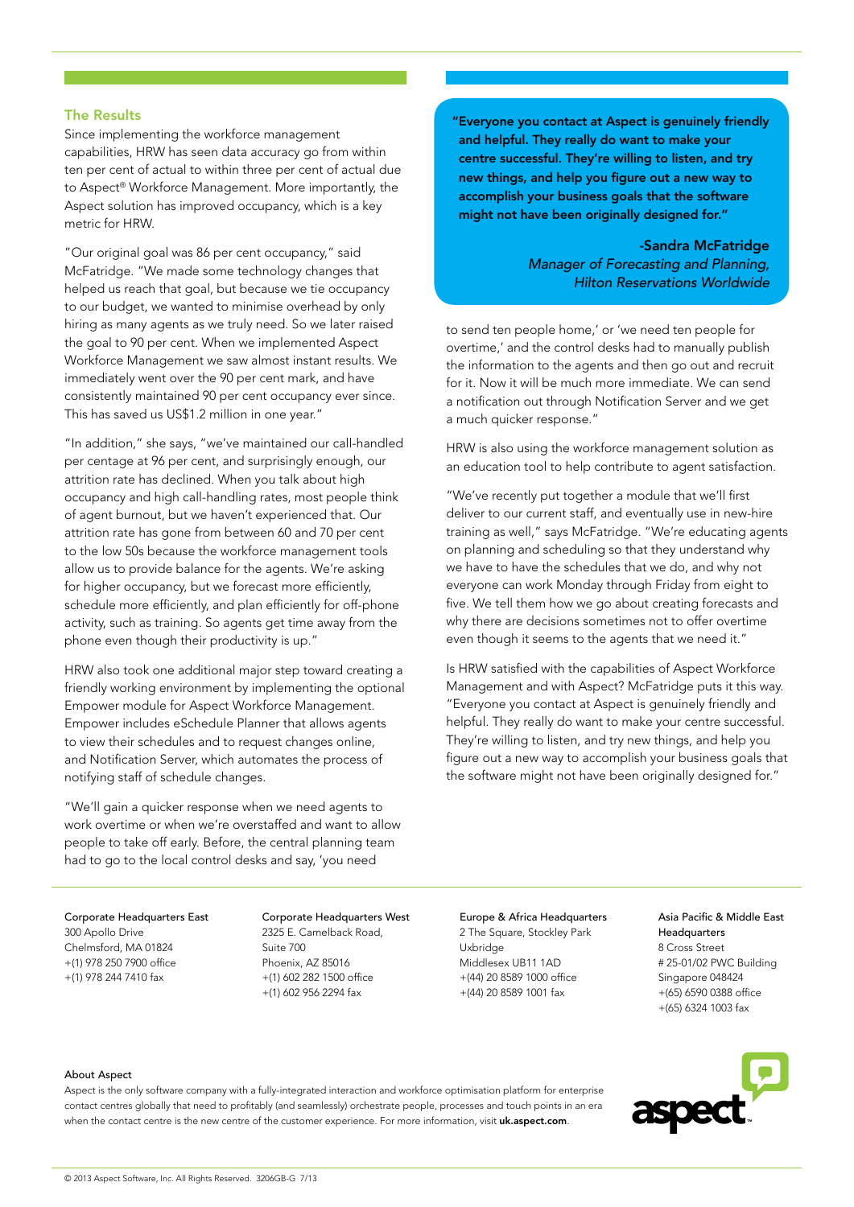## The Results

Since implementing the workforce management capabilities, HRW has seen data accuracy go from within ten per cent of actual to within three per cent of actual due to Aspect® Workforce Management. More importantly, the Aspect solution has improved occupancy, which is a key metric for HRW.

"Our original goal was 86 per cent occupancy," said McFatridge. "We made some technology changes that helped us reach that goal, but because we tie occupancy to our budget, we wanted to minimise overhead by only hiring as many agents as we truly need. So we later raised the goal to 90 per cent. When we implemented Aspect Workforce Management we saw almost instant results. We immediately went over the 90 per cent mark, and have consistently maintained 90 per cent occupancy ever since. This has saved us US$1.2 million in one year."

"In addition," she says, "we've maintained our call-handled per centage at 96 per cent, and surprisingly enough, our attrition rate has declined. When you talk about high occupancy and high call-handling rates, most people think of agent burnout, but we haven't experienced that. Our attrition rate has gone from between 60 and 70 per cent to the low 50s because the workforce management tools allow us to provide balance for the agents. We're asking for higher occupancy, but we forecast more efficiently, schedule more efficiently, and plan efficiently for off-phone activity, such as training. So agents get time away from the phone even though their productivity is up."

HRW also took one additional major step toward creating a friendly working environment by implementing the optional Empower module for Aspect Workforce Management. Empower includes eSchedule Planner that allows agents to view their schedules and to request changes online, and Notification Server, which automates the process of notifying staff of schedule changes.

"We'll gain a quicker response when we need agents to work overtime or when we're overstaffed and want to allow people to take off early. Before, the central planning team had to go to the local control desks and say, 'you need to send ten people home,' or 'we need ten people for overtime,' and the control desks had to manually publish the information to the agents and then go out and recruit for it. Now it will be much more immediate. We can send a notification out through Notification Server and we get a much quicker response."

> **"Everyone you contact at Aspect is genuinely friendly and helpful. They really do want to make your centre successful. They're willing to listen, and try new things, and help you figure out a new way to accomplish your business goals that the software might not have been originally designed for."**
>
> **-Sandra McFatridge**
> *Manager of Forecasting and Planning, Hilton Reservations Worldwide*

HRW is also using the workforce management solution as an education tool to help contribute to agent satisfaction.

"We've recently put together a module that we'll first deliver to our current staff, and eventually use in new-hire training as well," says McFatridge. "We're educating agents on planning and scheduling so that they understand why we have to have the schedules that we do, and why not everyone can work Monday through Friday from eight to five. We tell them how we go about creating forecasts and why there are decisions sometimes not to offer overtime even though it seems to the agents that we need it."

Is HRW satisfied with the capabilities of Aspect Workforce Management and with Aspect? McFatridge puts it this way. "Everyone you contact at Aspect is genuinely friendly and helpful. They really do want to make your centre successful. They're willing to listen, and try new things, and help you figure out a new way to accomplish your business goals that the software might not have been originally designed for."

**Corporate Headquarters East**
300 Apollo Drive
Chelmsford, MA 01824
+(1) 978 250 7900 office
+(1) 978 244 7410 fax

**Corporate Headquarters West**
2325 E. Camelback Road, Suite 700
Phoenix, AZ 85016
+(1) 602 282 1500 office
+(1) 602 956 2294 fax

**Europe & Africa Headquarters**
2 The Square, Stockley Park
Uxbridge
Middlesex UB11 1AD
+(44) 20 8589 1000 office
+(44) 20 8589 1001 fax

**Asia Pacific & Middle East Headquarters**
8 Cross Street
# 25-01/02 PWC Building
Singapore 048424
+(65) 6590 0388 office
+(65) 6324 1003 fax

**About Aspect**

Aspect is the only software company with a fully-integrated interaction and workforce optimisation platform for enterprise contact centres globally that need to profitably (and seamlessly) orchestrate people, processes and touch points in an era when the contact centre is the new centre of the customer experience. For more information, visit **uk.aspect.com**.

© 2013 Aspect Software, Inc. All Rights Reserved. 3206GB-G 7/13